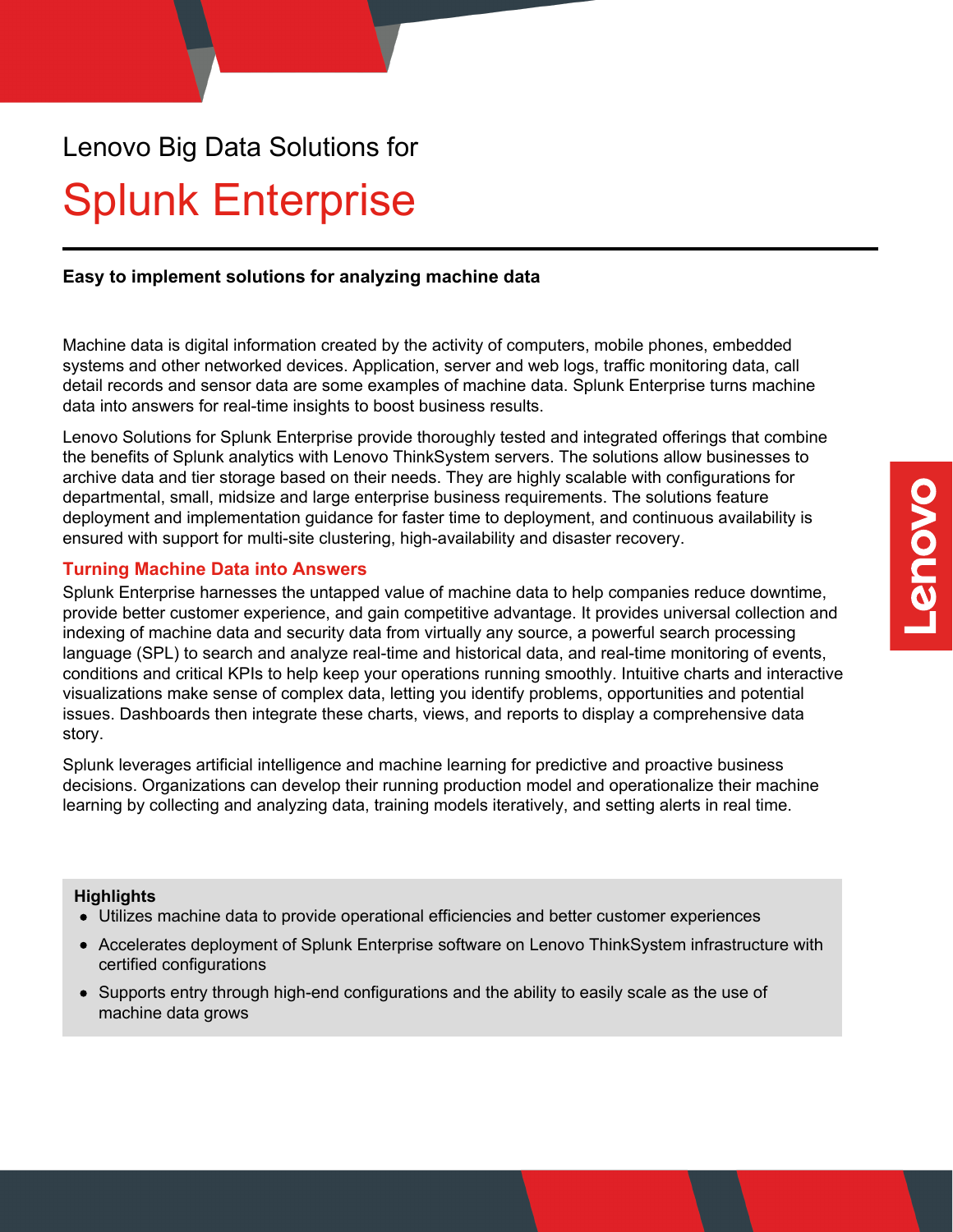Lenovo Big Data Solutions for

# Splunk Enterprise

**Easy to implement solutions for analyzing machine data**

Machine data is digital information created by the activity of computers, mobile phones, embedded systems and other networked devices. Application, server and web logs, traffic monitoring data, call detail records and sensor data are some examples of machine data. Splunk Enterprise turns machine data into answers for real-time insights to boost business results.

Lenovo Solutions for Splunk Enterprise provide thoroughly tested and integrated offerings that combine the benefits of Splunk analytics with Lenovo ThinkSystem servers. The solutions allow businesses to archive data and tier storage based on their needs. They are highly scalable with configurations for departmental, small, midsize and large enterprise business requirements. The solutions feature deployment and implementation guidance for faster time to deployment, and continuous availability is ensured with support for multi-site clustering, high-availability and disaster recovery.

## Turning Machine Data into Answers

Splunk Enterprise harnesses the untapped value of machine data to help companies reduce downtime, provide better customer experience, and gain competitive advantage. It provides universal collection and indexing of machine data and security data from virtually any source, a powerful search processing language (SPL) to search and analyze real-time and historical data, and real-time monitoring of events, conditions and critical KPIs to help keep your operations running smoothly. Intuitive charts and interactive visualizations make sense of complex data, letting you identify problems, opportunities and potential issues. Dashboards then integrate these charts, views, and reports to display a comprehensive data story.

Splunk leverages artificial intelligence and machine learning for predictive and proactive business decisions. Organizations can develop their running production model and operationalize their machine learning by collecting and analyzing data, training models iteratively, and setting alerts in real time.

**Highlights**

- Utilizes machine data to provide operational efficiencies and better customer experiences
- Accelerates deployment of Splunk Enterprise software on Lenovo ThinkSystem infrastructure with certified configurations
- Supports entry through high-end configurations and the ability to easily scale as the use of machine data grows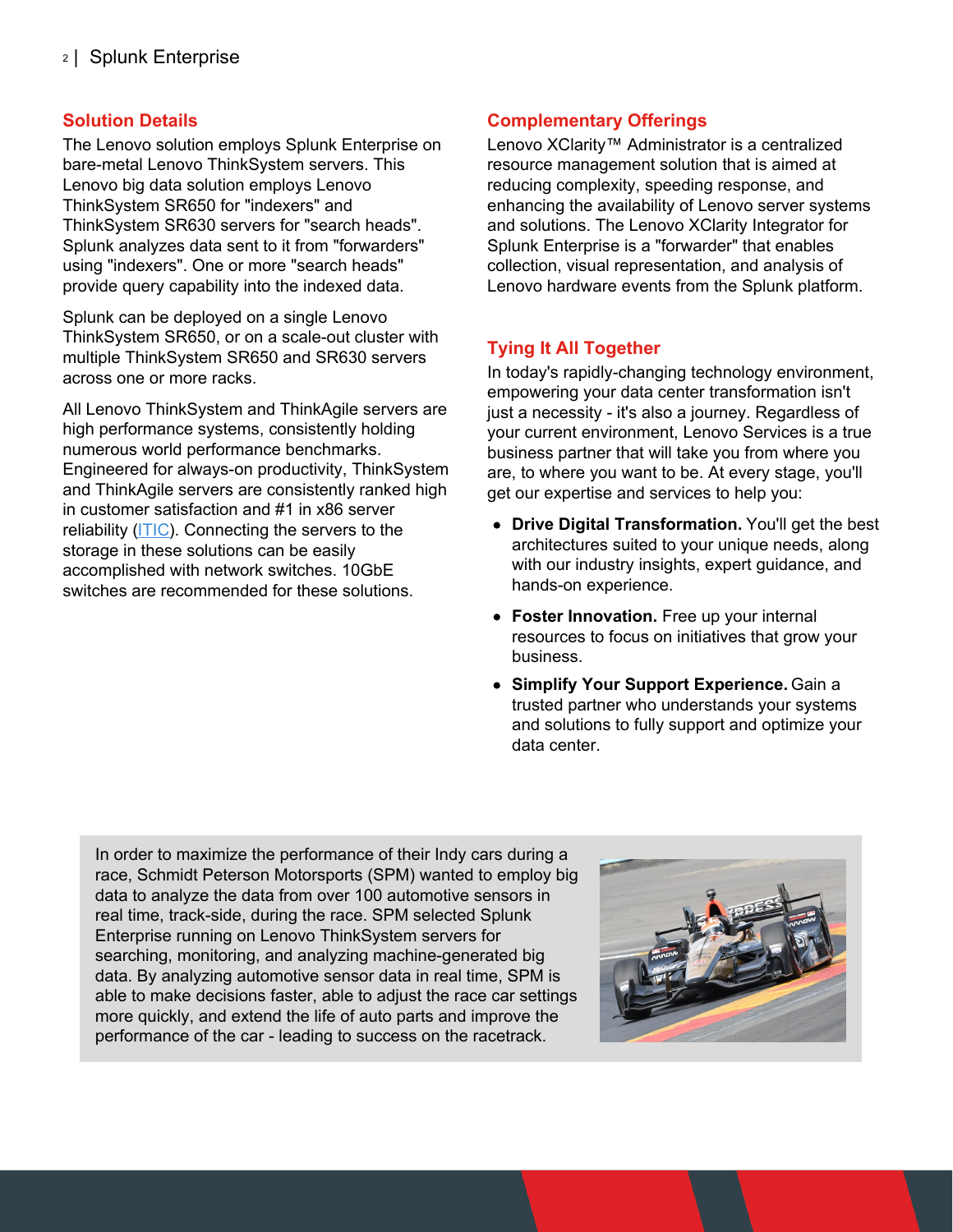## Solution Details

The Lenovo solution employs Splunk Enterprise on bare-metal Lenovo ThinkSystem servers. This Lenovo big data solution employs Lenovo ThinkSystem SR650 for "indexers" and ThinkSystem SR630 servers for "search heads". Splunk analyzes data sent to it from "forwarders" using "indexers". One or more "search heads" provide query capability into the indexed data.

Splunk can be deployed on a single Lenovo ThinkSystem SR650, or on a scale-out cluster with multiple ThinkSystem SR650 and SR630 servers across one or more racks.

All Lenovo ThinkSystem and ThinkAgile servers are high performance systems, consistently holding numerous world performance benchmarks. Engineered for always-on productivity, ThinkSystem and ThinkAgile servers are consistently ranked high in customer satisfaction and #1 in x86 server reliability (ITIC). Connecting the servers to the storage in these solutions can be easily accomplished with network switches. 10GbE switches are recommended for these solutions.

## Complementary Offerings

Lenovo XClarity™ Administrator is a centralized resource management solution that is aimed at reducing complexity, speeding response, and enhancing the availability of Lenovo server systems and solutions. The Lenovo XClarity Integrator for Splunk Enterprise is a "forwarder" that enables collection, visual representation, and analysis of Lenovo hardware events from the Splunk platform.

## Tying It All Together

In today's rapidly-changing technology environment, empowering your data center transformation isn't just a necessity - it's also a journey. Regardless of your current environment, Lenovo Services is a true business partner that will take you from where you are, to where you want to be. At every stage, you'll get our expertise and services to help you:

- **Drive Digital Transformation.** You'll get the best architectures suited to your unique needs, along with our industry insights, expert guidance, and hands-on experience.
- **Foster Innovation.** Free up your internal resources to focus on initiatives that grow your business.
- **Simplify Your Support Experience.** Gain a trusted partner who understands your systems and solutions to fully support and optimize your data center.

In order to maximize the performance of their Indy cars during a race, Schmidt Peterson Motorsports (SPM) wanted to employ big data to analyze the data from over 100 automotive sensors in real time, track-side, during the race. SPM selected Splunk Enterprise running on Lenovo ThinkSystem servers for searching, monitoring, and analyzing machine-generated big data. By analyzing automotive sensor data in real time, SPM is able to make decisions faster, able to adjust the race car settings more quickly, and extend the life of auto parts and improve the performance of the car - leading to success on the racetrack.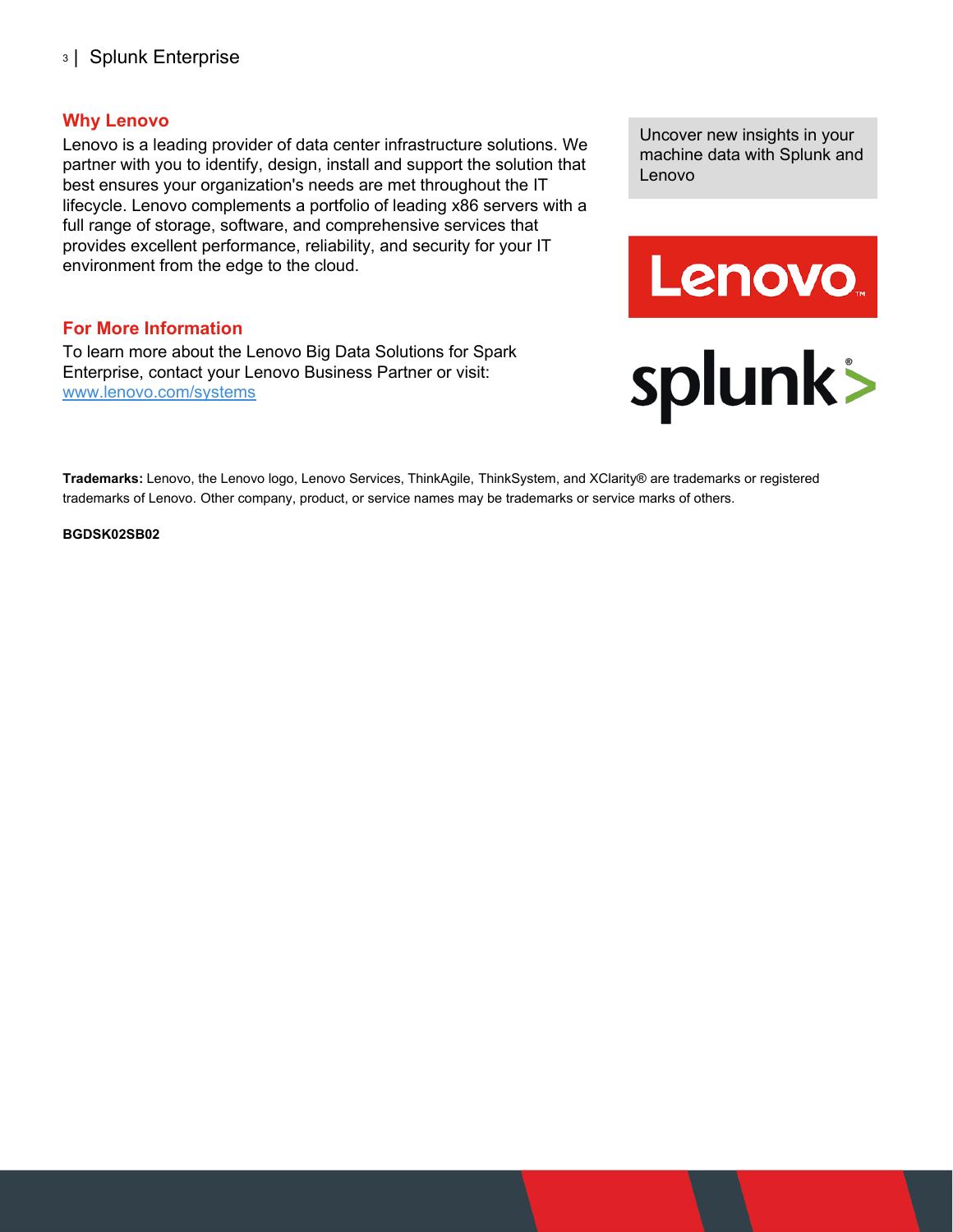## Why Lenovo

Lenovo is a leading provider of data center infrastructure solutions. We partner with you to identify, design, install and support the solution that best ensures your organization's needs are met throughout the IT lifecycle. Lenovo complements a portfolio of leading x86 servers with a full range of storage, software, and comprehensive services that provides excellent performance, reliability, and security for your IT environment from the edge to the cloud.

Uncover new insights in your machine data with Splunk and Lenovo

## For More Information

To learn more about the Lenovo Big Data Solutions for Spark Enterprise, contact your Lenovo Business Partner or visit: www.lenovo.com/systems

**Trademarks:** Lenovo, the Lenovo logo, Lenovo Services, ThinkAgile, ThinkSystem, and XClarity® are trademarks or registered trademarks of Lenovo. Other company, product, or service names may be trademarks or service marks of others.

**BGDSK02SB02**